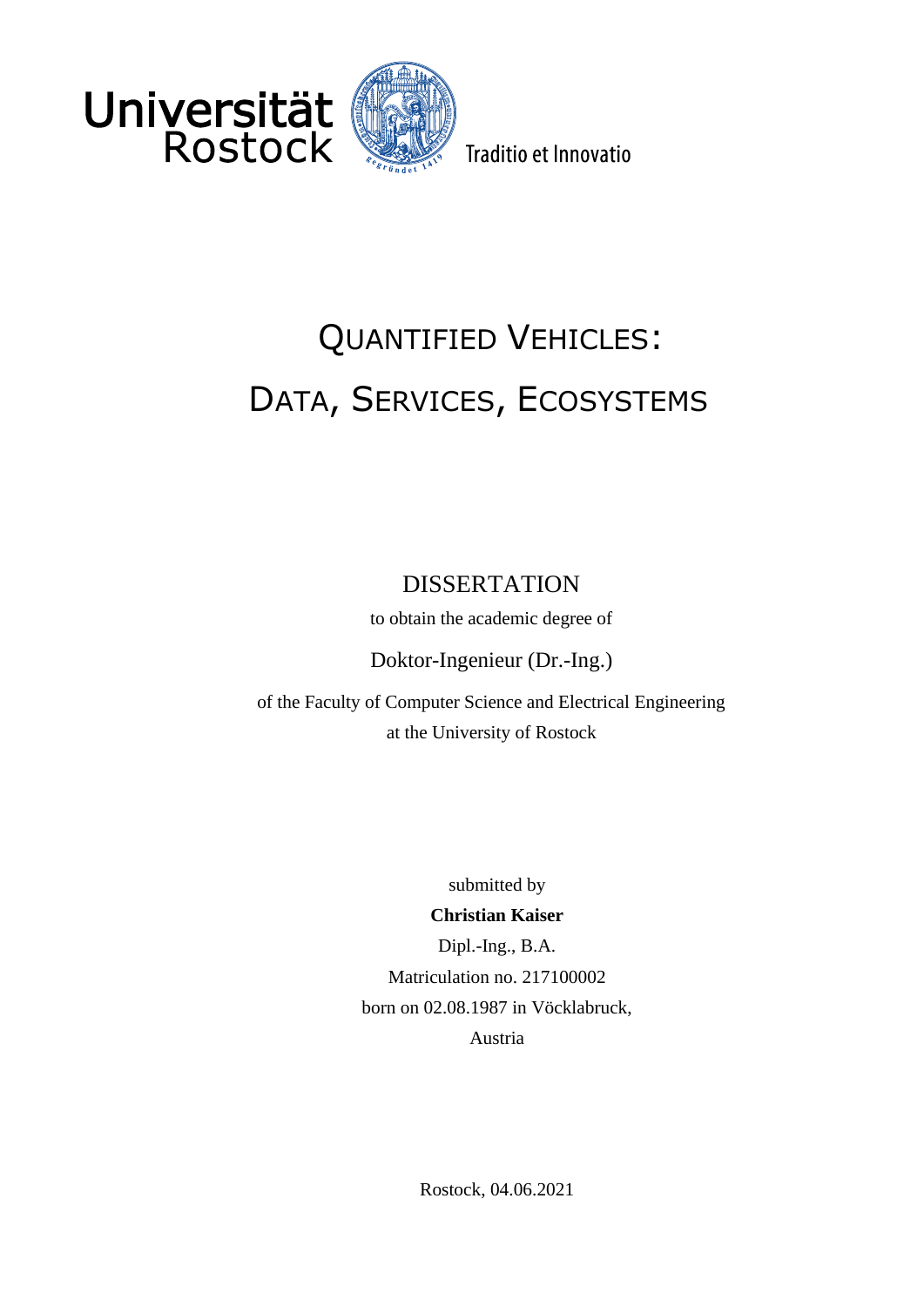Universität Rostock

Traditio et Innovatio

# QUANTIFIED VEHICLES: DATA, SERVICES, ECOSYSTEMS

DISSERTATION

to obtain the academic degree of

Doktor-Ingenieur (Dr.-Ing.)

of the Faculty of Computer Science and Electrical Engineering
at the University of Rostock

submitted by

**Christian Kaiser**

Dipl.-Ing., B.A.

Matriculation no. 217100002

born on 02.08.1987 in Vöcklabruck,
Austria

Rostock, 04.06.2021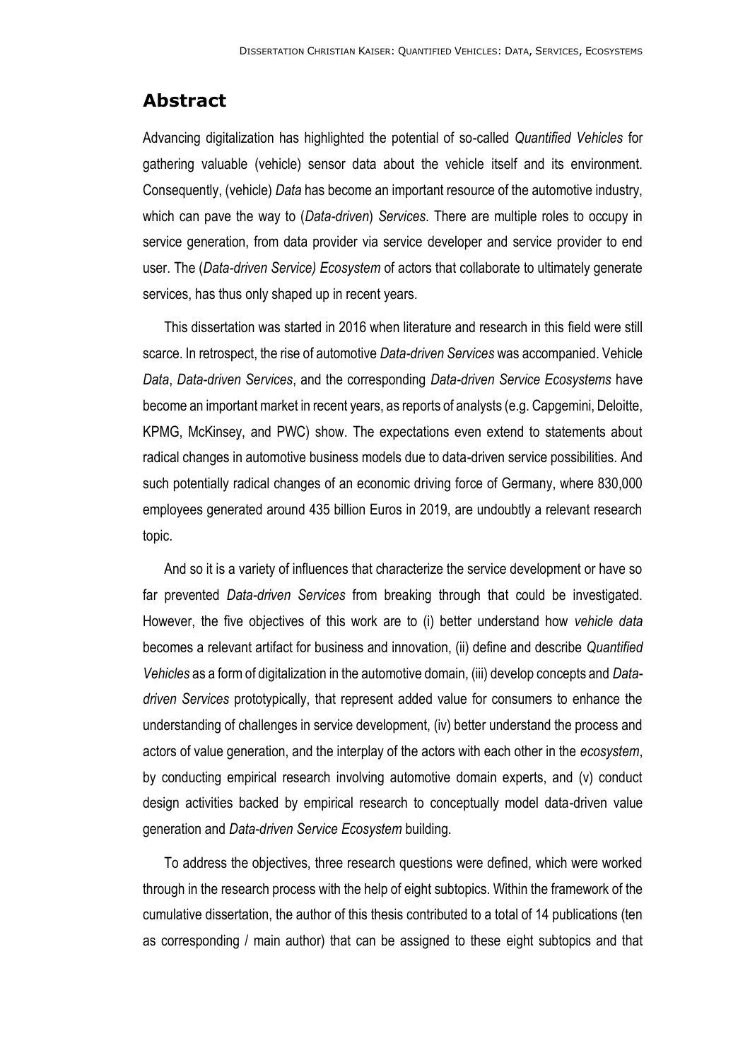## Abstract

Advancing digitalization has highlighted the potential of so-called *Quantified Vehicles* for gathering valuable (vehicle) sensor data about the vehicle itself and its environment. Consequently, (vehicle) *Data* has become an important resource of the automotive industry, which can pave the way to (*Data-driven*) *Services*. There are multiple roles to occupy in service generation, from data provider via service developer and service provider to end user. The (*Data-driven Service) Ecosystem* of actors that collaborate to ultimately generate services, has thus only shaped up in recent years.

This dissertation was started in 2016 when literature and research in this field were still scarce. In retrospect, the rise of automotive *Data-driven Services* was accompanied. Vehicle *Data*, *Data-driven Services*, and the corresponding *Data-driven Service Ecosystems* have become an important market in recent years, as reports of analysts (e.g. Capgemini, Deloitte, KPMG, McKinsey, and PWC) show. The expectations even extend to statements about radical changes in automotive business models due to data-driven service possibilities. And such potentially radical changes of an economic driving force of Germany, where 830,000 employees generated around 435 billion Euros in 2019, are undoubtly a relevant research topic.

And so it is a variety of influences that characterize the service development or have so far prevented *Data-driven Services* from breaking through that could be investigated. However, the five objectives of this work are to (i) better understand how *vehicle data* becomes a relevant artifact for business and innovation, (ii) define and describe *Quantified Vehicles* as a form of digitalization in the automotive domain, (iii) develop concepts and *Data-driven Services* prototypically, that represent added value for consumers to enhance the understanding of challenges in service development, (iv) better understand the process and actors of value generation, and the interplay of the actors with each other in the *ecosystem*, by conducting empirical research involving automotive domain experts, and (v) conduct design activities backed by empirical research to conceptually model data-driven value generation and *Data-driven Service Ecosystem* building.

To address the objectives, three research questions were defined, which were worked through in the research process with the help of eight subtopics. Within the framework of the cumulative dissertation, the author of this thesis contributed to a total of 14 publications (ten as corresponding / main author) that can be assigned to these eight subtopics and that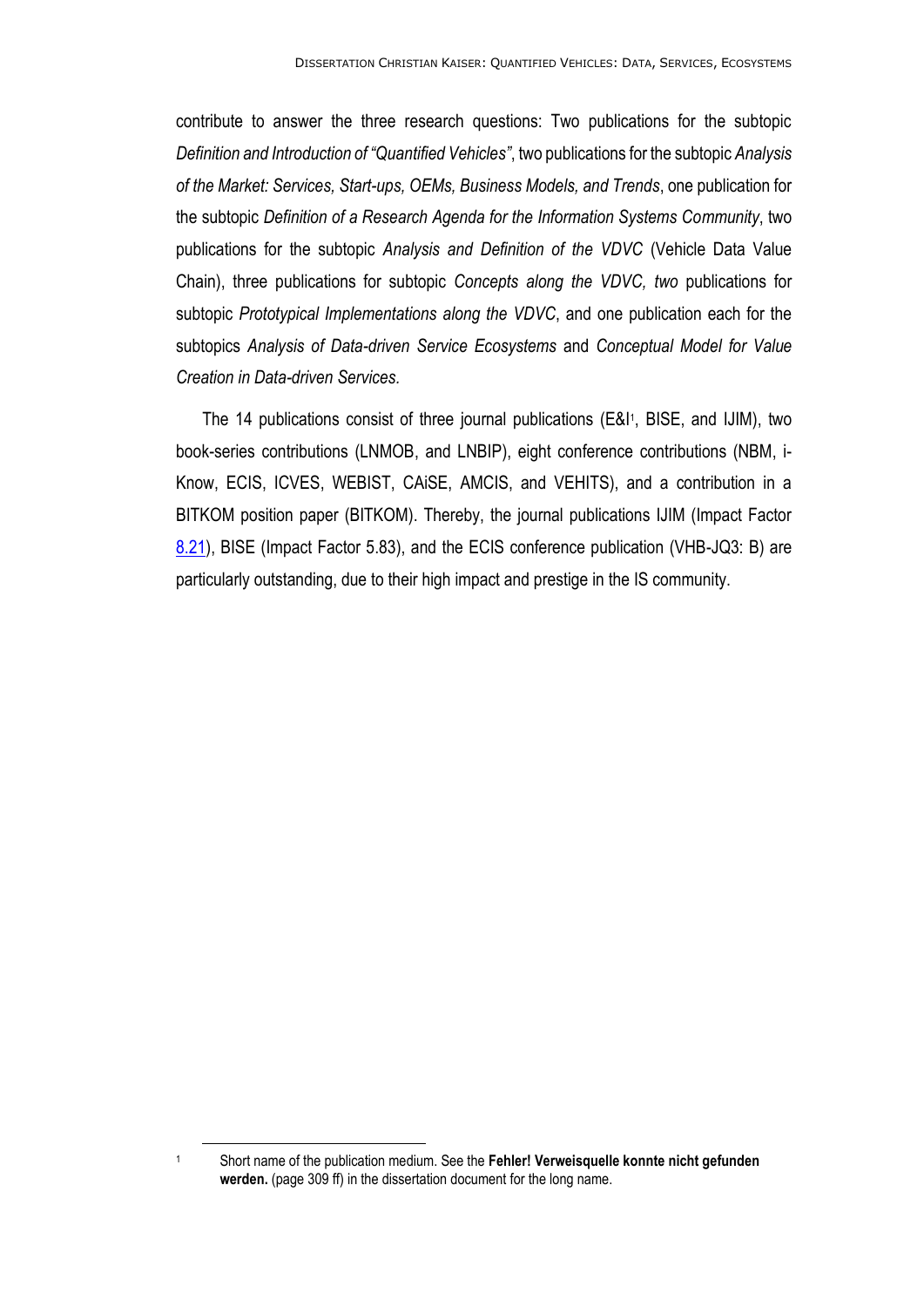contribute to answer the three research questions: Two publications for the subtopic *Definition and Introduction of "Quantified Vehicles"*, two publications for the subtopic *Analysis of the Market: Services, Start-ups, OEMs, Business Models, and Trends*, one publication for the subtopic *Definition of a Research Agenda for the Information Systems Community*, two publications for the subtopic *Analysis and Definition of the VDVC* (Vehicle Data Value Chain), three publications for subtopic *Concepts along the VDVC, two* publications for subtopic *Prototypical Implementations along the VDVC*, and one publication each for the subtopics *Analysis of Data-driven Service Ecosystems* and *Conceptual Model for Value Creation in Data-driven Services.*

The 14 publications consist of three journal publications (E&I[1], BISE, and IJIM), two book-series contributions (LNMOB, and LNBIP), eight conference contributions (NBM, i-Know, ECIS, ICVES, WEBIST, CAiSE, AMCIS, and VEHITS), and a contribution in a BITKOM position paper (BITKOM). Thereby, the journal publications IJIM (Impact Factor 8.21), BISE (Impact Factor 5.83), and the ECIS conference publication (VHB-JQ3: B) are particularly outstanding, due to their high impact and prestige in the IS community.

[1] Short name of the publication medium. See the **Fehler! Verweisquelle konnte nicht gefunden werden.** (page 309 ff) in the dissertation document for the long name.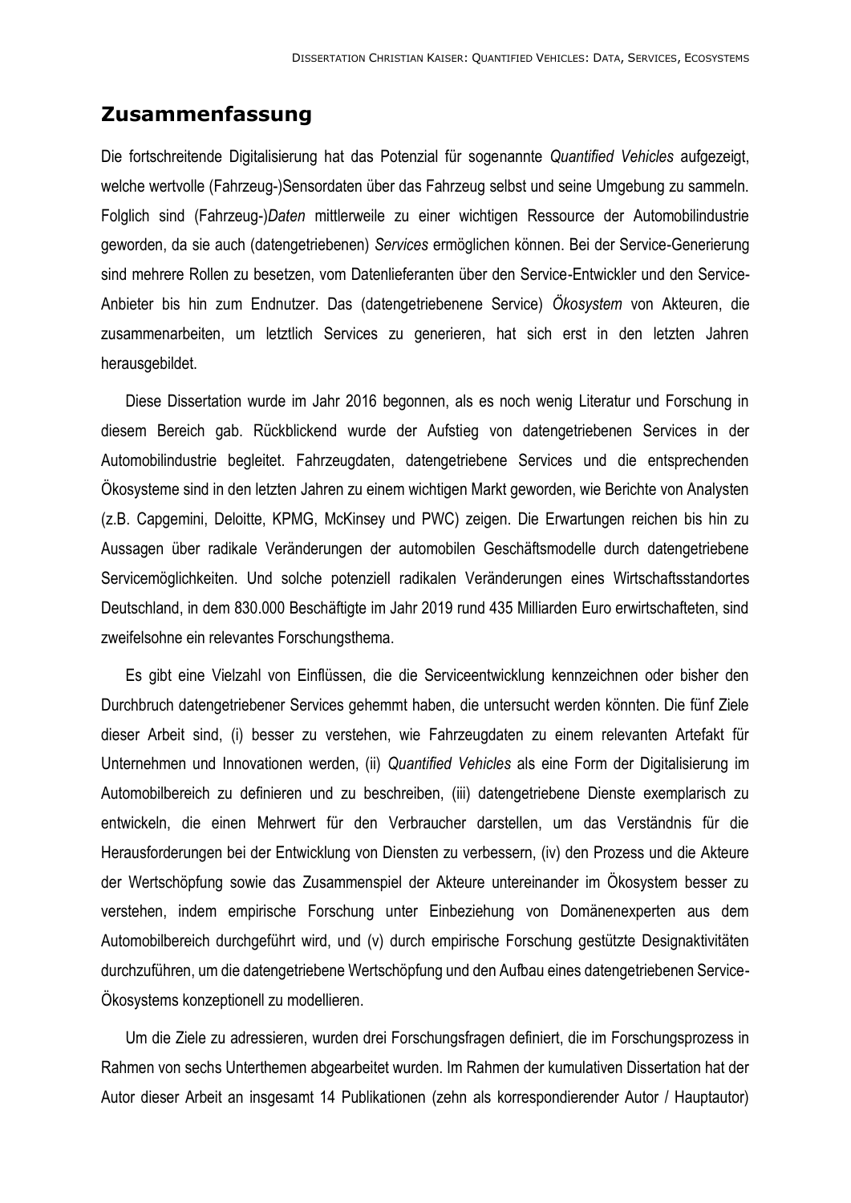## Zusammenfassung

Die fortschreitende Digitalisierung hat das Potenzial für sogenannte *Quantified Vehicles* aufgezeigt, welche wertvolle (Fahrzeug-)Sensordaten über das Fahrzeug selbst und seine Umgebung zu sammeln. Folglich sind (Fahrzeug-)*Daten* mittlerweile zu einer wichtigen Ressource der Automobilindustrie geworden, da sie auch (datengetriebenen) *Services* ermöglichen können. Bei der Service-Generierung sind mehrere Rollen zu besetzen, vom Datenlieferanten über den Service-Entwickler und den Service-Anbieter bis hin zum Endnutzer. Das (datengetriebenene Service) *Ökosystem* von Akteuren, die zusammenarbeiten, um letztlich Services zu generieren, hat sich erst in den letzten Jahren herausgebildet.

Diese Dissertation wurde im Jahr 2016 begonnen, als es noch wenig Literatur und Forschung in diesem Bereich gab. Rückblickend wurde der Aufstieg von datengetriebenen Services in der Automobilindustrie begleitet. Fahrzeugdaten, datengetriebene Services und die entsprechenden Ökosysteme sind in den letzten Jahren zu einem wichtigen Markt geworden, wie Berichte von Analysten (z.B. Capgemini, Deloitte, KPMG, McKinsey und PWC) zeigen. Die Erwartungen reichen bis hin zu Aussagen über radikale Veränderungen der automobilen Geschäftsmodelle durch datengetriebene Servicemöglichkeiten. Und solche potenziell radikalen Veränderungen eines Wirtschaftsstandortes Deutschland, in dem 830.000 Beschäftigte im Jahr 2019 rund 435 Milliarden Euro erwirtschafteten, sind zweifelsohne ein relevantes Forschungsthema.

Es gibt eine Vielzahl von Einflüssen, die die Serviceentwicklung kennzeichnen oder bisher den Durchbruch datengetriebener Services gehemmt haben, die untersucht werden könnten. Die fünf Ziele dieser Arbeit sind, (i) besser zu verstehen, wie Fahrzeugdaten zu einem relevanten Artefakt für Unternehmen und Innovationen werden, (ii) *Quantified Vehicles* als eine Form der Digitalisierung im Automobilbereich zu definieren und zu beschreiben, (iii) datengetriebene Dienste exemplarisch zu entwickeln, die einen Mehrwert für den Verbraucher darstellen, um das Verständnis für die Herausforderungen bei der Entwicklung von Diensten zu verbessern, (iv) den Prozess und die Akteure der Wertschöpfung sowie das Zusammenspiel der Akteure untereinander im Ökosystem besser zu verstehen, indem empirische Forschung unter Einbeziehung von Domänenexperten aus dem Automobilbereich durchgeführt wird, und (v) durch empirische Forschung gestützte Designaktivitäten durchzuführen, um die datengetriebene Wertschöpfung und den Aufbau eines datengetriebenen Service-Ökosystems konzeptionell zu modellieren.

Um die Ziele zu adressieren, wurden drei Forschungsfragen definiert, die im Forschungsprozess in Rahmen von sechs Unterthemen abgearbeitet wurden. Im Rahmen der kumulativen Dissertation hat der Autor dieser Arbeit an insgesamt 14 Publikationen (zehn als korrespondierender Autor / Hauptautor)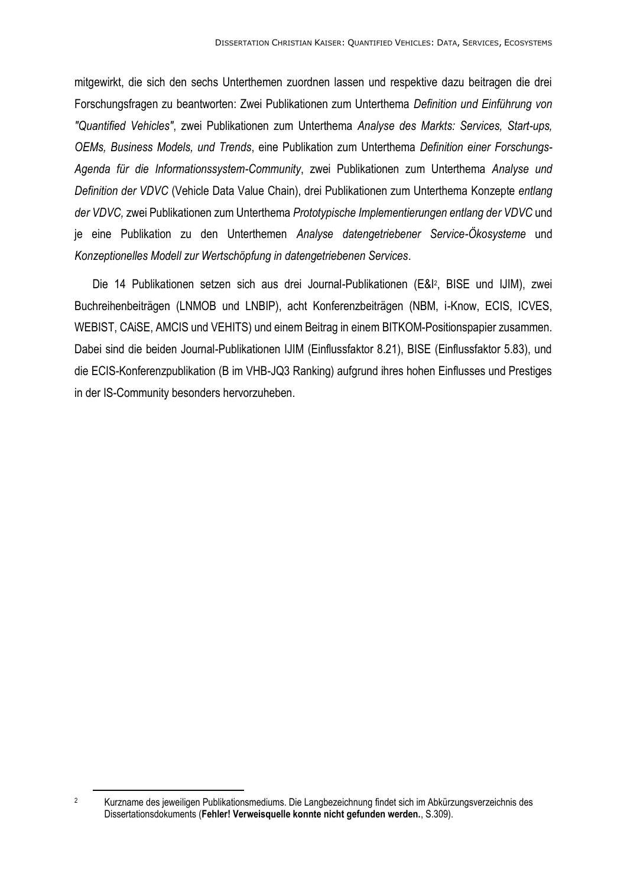mitgewirkt, die sich den sechs Unterthemen zuordnen lassen und respektive dazu beitragen die drei Forschungsfragen zu beantworten: Zwei Publikationen zum Unterthema *Definition und Einführung von "Quantified Vehicles"*, zwei Publikationen zum Unterthema *Analyse des Markts: Services, Start-ups, OEMs, Business Models, und Trends*, eine Publikation zum Unterthema *Definition einer Forschungs-Agenda für die Informationssystem-Community*, zwei Publikationen zum Unterthema *Analyse und Definition der VDVC* (Vehicle Data Value Chain), drei Publikationen zum Unterthema Konzepte *entlang der VDVC,* zwei Publikationen zum Unterthema *Prototypische Implementierungen entlang der VDVC* und je eine Publikation zu den Unterthemen *Analyse datengetriebener Service-Ökosysteme* und *Konzeptionelles Modell zur Wertschöpfung in datengetriebenen Services*.

Die 14 Publikationen setzen sich aus drei Journal-Publikationen (E&I[2], BISE und IJIM), zwei Buchreihenbeiträgen (LNMOB und LNBIP), acht Konferenzbeiträgen (NBM, i-Know, ECIS, ICVES, WEBIST, CAiSE, AMCIS und VEHITS) und einem Beitrag in einem BITKOM-Positionspapier zusammen. Dabei sind die beiden Journal-Publikationen IJIM (Einflussfaktor 8.21), BISE (Einflussfaktor 5.83), und die ECIS-Konferenzpublikation (B im VHB-JQ3 Ranking) aufgrund ihres hohen Einflusses und Prestiges in der IS-Community besonders hervorzuheben.

---

[2] Kurzname des jeweiligen Publikationsmediums. Die Langbezeichnung findet sich im Abkürzungsverzeichnis des Dissertationsdokuments (**Fehler! Verweisquelle konnte nicht gefunden werden.**, S.309).